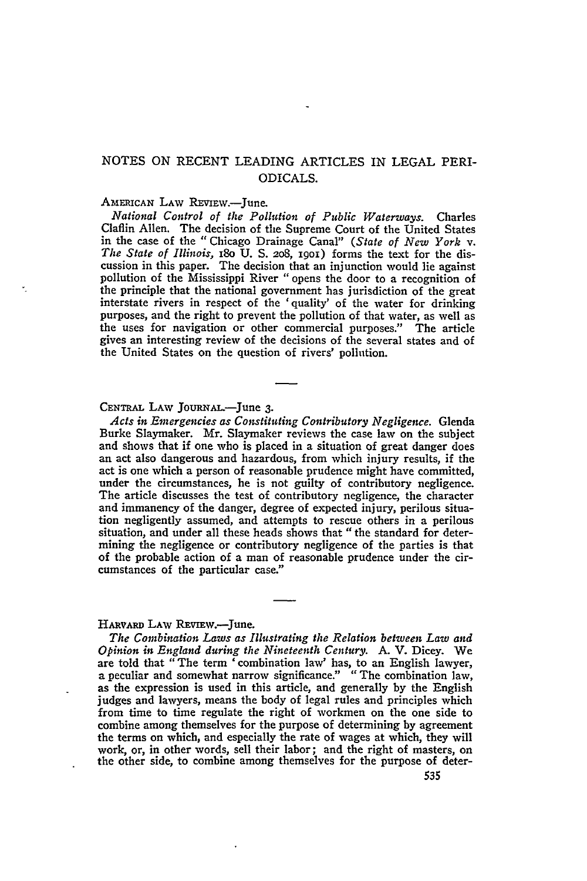# NOTES ON RECENT LEADING ARTICLES IN LEGAL PERIODICALS.

AMERICAN LAW REVIEW.—June.

*National Control of the Pollution of Public Waterways.* Charles Claflin Allen. The decision of the Supreme Court of the United States in the case of the "Chicago Drainage Canal" (*State of New York v. The State of Illinois,* 180 U. S. 208, 1901) forms the text for the discussion in this paper. The decision that an injunction would lie against pollution of the Mississippi River "opens the door to a recognition of the principle that the national government has jurisdiction of the great interstate rivers in respect of the 'quality' of the water for drinking purposes, and the right to prevent the pollution of that water, as well as the uses for navigation or other commercial purposes." The article gives an interesting review of the decisions of the several states and of the United States on the question of rivers' pollution.

---

CENTRAL LAW JOURNAL.—June 3.

*Acts in Emergencies as Constituting Contributory Negligence.* Glenda Burke Slaymaker. Mr. Slaymaker reviews the case law on the subject and shows that if one who is placed in a situation of great danger does an act also dangerous and hazardous, from which injury results, if the act is one which a person of reasonable prudence might have committed, under the circumstances, he is not guilty of contributory negligence. The article discusses the test of contributory negligence, the character and immanency of the danger, degree of expected injury, perilous situation negligently assumed, and attempts to rescue others in a perilous situation, and under all these heads shows that "the standard for determining the negligence or contributory negligence of the parties is that of the probable action of a man of reasonable prudence under the circumstances of the particular case."

---

HARVARD LAW REVIEW.—June.

*The Combination Laws as Illustrating the Relation between Law and Opinion in England during the Nineteenth Century.* A. V. Dicey. We are told that "The term 'combination law' has, to an English lawyer, a peculiar and somewhat narrow significance." "The combination law, as the expression is used in this article, and generally by the English judges and lawyers, means the body of legal rules and principles which from time to time regulate the right of workmen on the one side to combine among themselves for the purpose of determining by agreement the terms on which, and especially the rate of wages at which, they will work, or, in other words, sell their labor; and the right of masters, on the other side, to combine among themselves for the purpose of deter-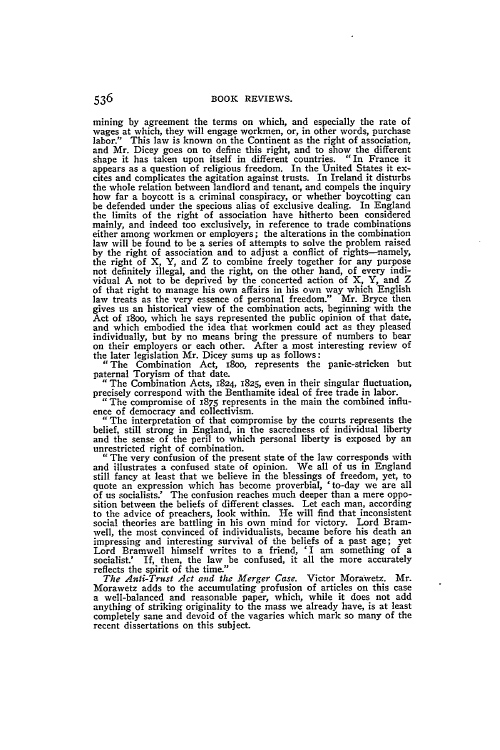mining by agreement the terms on which, and especially the rate of wages at which, they will engage workmen, or, in other words, purchase labor." This law is known on the Continent as the right of association, and Mr. Dicey goes on to define this right, and to show the different shape it has taken upon itself in different countries. "In France it appears as a question of religious freedom. In the United States it excites and complicates the agitation against trusts. In Ireland it disturbs the whole relation between landlord and tenant, and compels the inquiry how far a boycott is a criminal conspiracy, or whether boycotting can be defended under the specious alias of exclusive dealing. In England the limits of the right of association have hitherto been considered mainly, and indeed too exclusively, in reference to trade combinations either among workmen or employers; the alterations in the combination law will be found to be a series of attempts to solve the problem raised by the right of association and to adjust a conflict of rights—namely, the right of X, Y, and Z to combine freely together for any purpose not definitely illegal, and the right, on the other hand, of every individual A not to be deprived by the concerted action of X, Y, and Z of that right to manage his own affairs in his own way which English law treats as the very essence of personal freedom." Mr. Bryce then gives us an historical view of the combination acts, beginning with the Act of 1800, which he says represented the public opinion of that date, and which embodied the idea that workmen could act as they pleased individually, but by no means bring the pressure of numbers to bear on their employers or each other. After a most interesting review of the later legislation Mr. Dicey sums up as follows:

"The Combination Act, 1800, represents the panic-stricken but paternal Toryism of that date.

"The Combination Acts, 1824, 1825, even in their singular fluctuation, precisely correspond with the Benthamite ideal of free trade in labor.

"The compromise of 1875 represents in the main the combined influence of democracy and collectivism.

"The interpretation of that compromise by the courts represents the belief, still strong in England, in the sacredness of individual liberty and the sense of the peril to which personal liberty is exposed by an unrestricted right of combination.

"The very confusion of the present state of the law corresponds with and illustrates a confused state of opinion. We all of us in England still fancy at least that we believe in the blessings of freedom, yet, to quote an expression which has become proverbial, 'to-day we are all of us socialists.' The confusion reaches much deeper than a mere opposition between the beliefs of different classes. Let each man, according to the advice of preachers, look within. He will find that inconsistent social theories are battling in his own mind for victory. Lord Bramwell, the most convinced of individualists, became before his death an impressing and interesting survival of the beliefs of a past age; yet Lord Bramwell himself writes to a friend, 'I am something of a socialist.' If, then, the law be confused, it all the more accurately reflects the spirit of the time."

*The Anti-Trust Act and the Merger Case.* Victor Morawetz. Mr. Morawetz adds to the accumulating profusion of articles on this case a well-balanced and reasonable paper, which, while it does not add anything of striking originality to the mass we already have, is at least completely sane and devoid of the vagaries which mark so many of the recent dissertations on this subject.